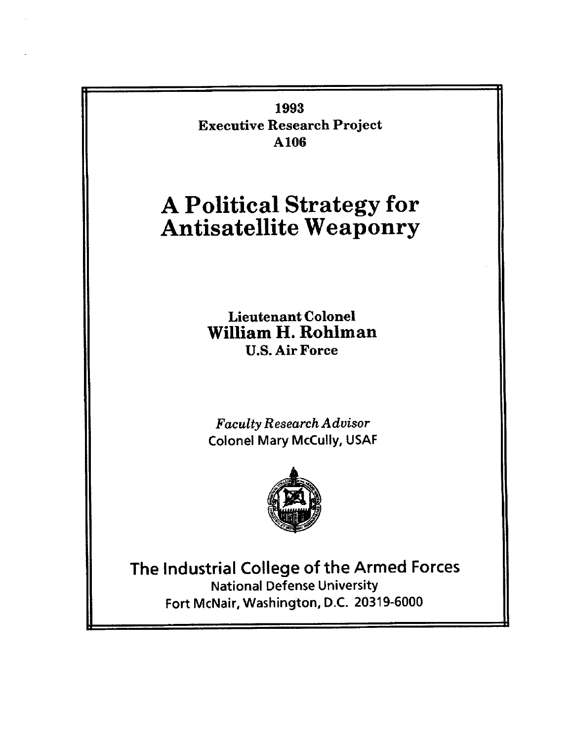**1993**
**Executive Research Project**
**A106**

# A Political Strategy for Antisatellite Weaponry

**Lieutenant Colonel**
**William H. Rohlman**
**U.S. Air Force**

*Faculty Research Advisor*
Colonel Mary McCully, USAF

## The Industrial College of the Armed Forces

National Defense University
Fort McNair, Washington, D.C. 20319-6000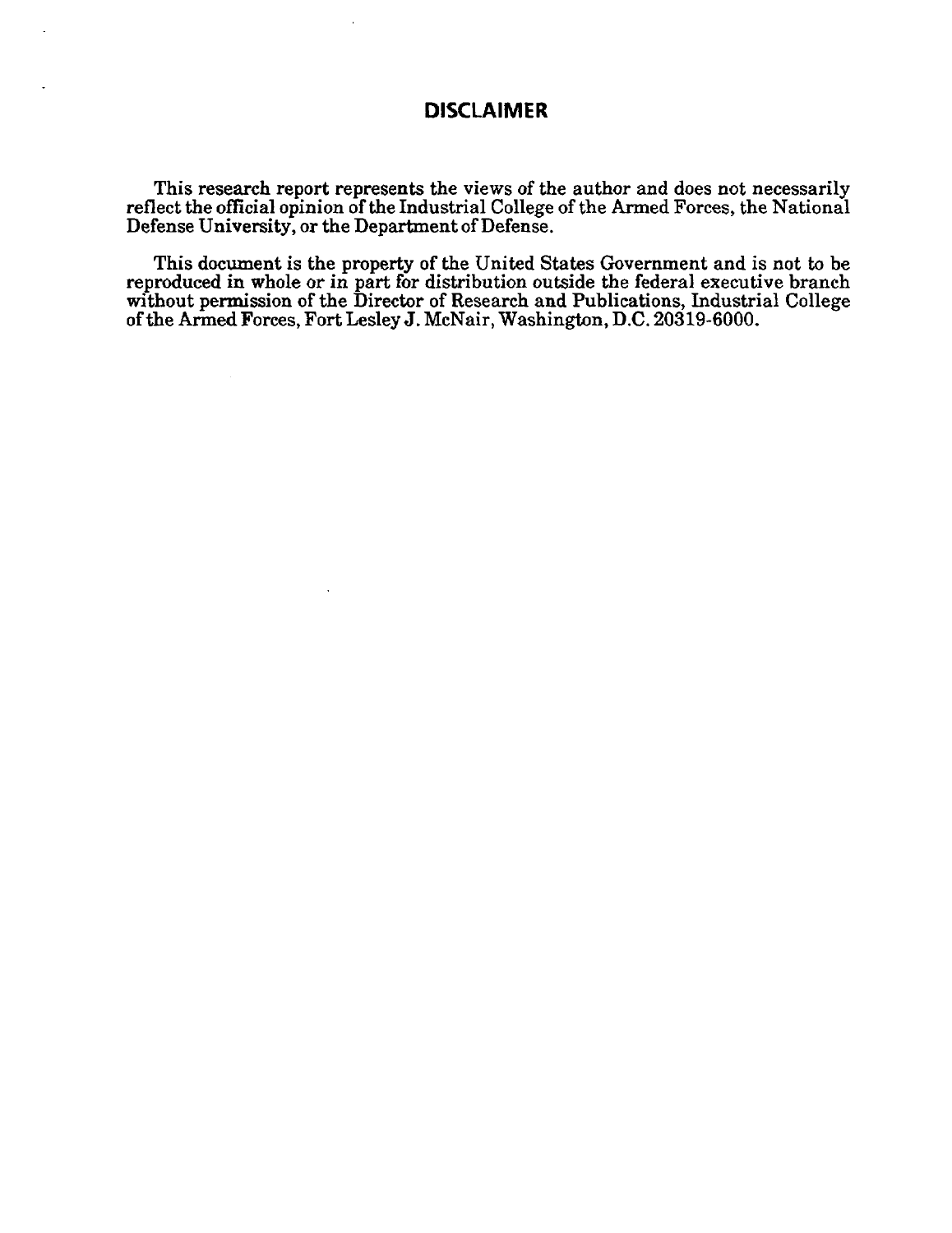## DISCLAIMER

This research report represents the views of the author and does not necessarily reflect the official opinion of the Industrial College of the Armed Forces, the National Defense University, or the Department of Defense.

This document is the property of the United States Government and is not to be reproduced in whole or in part for distribution outside the federal executive branch without permission of the Director of Research and Publications, Industrial College of the Armed Forces, Fort Lesley J. McNair, Washington, D.C. 20319-6000.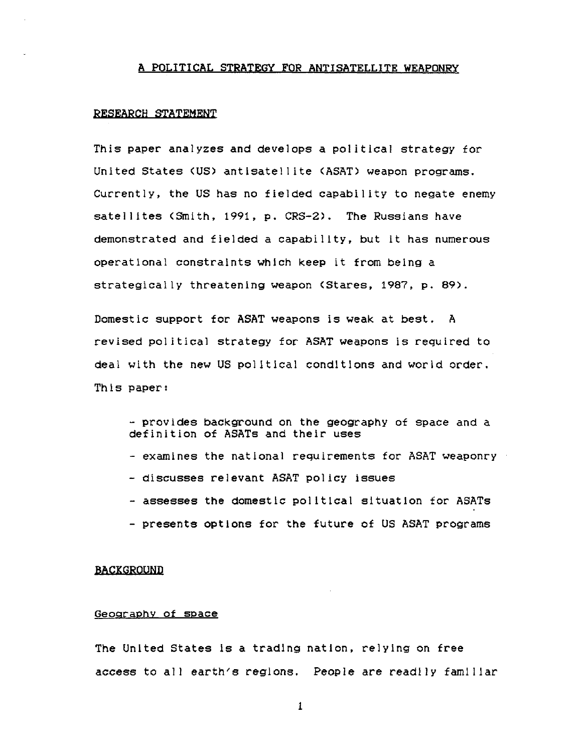# A POLITICAL STRATEGY FOR ANTISATELLITE WEAPONRY

## RESEARCH STATEMENT

This paper analyzes and develops a political strategy for United States (US) antisatellite (ASAT) weapon programs. Currently, the US has no fielded capability to negate enemy satellites (Smith, 1991, p. CRS-2). The Russians have demonstrated and fielded a capability, but it has numerous operational constraints which keep it from being a strategically threatening weapon (Stares, 1987, p. 89).

Domestic support for ASAT weapons is weak at best. A revised political strategy for ASAT weapons is required to deal with the new US political conditions and world order. This paper:

- provides background on the geography of space and a definition of ASATs and their uses
- examines the national requirements for ASAT weaponry
- discusses relevant ASAT policy issues
- assesses the domestic political situation for ASATs
- presents options for the future of US ASAT programs

## BACKGROUND

### Geography of space

The United States is a trading nation, relying on free access to all earth's regions. People are readily familiar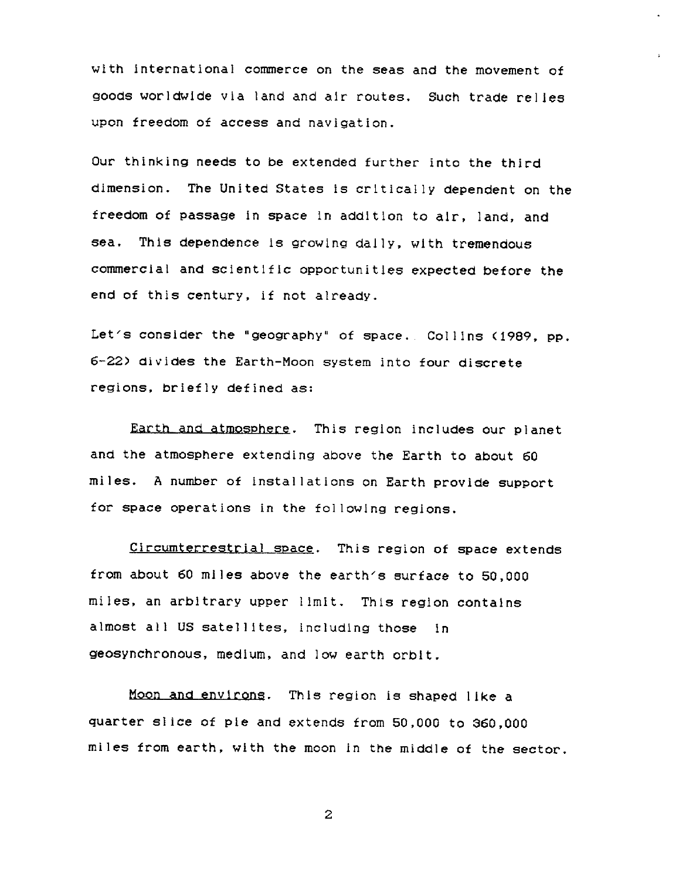with international commerce on the seas and the movement of goods worldwide via land and air routes. Such trade relies upon freedom of access and navigation.

Our thinking needs to be extended further into the third dimension. The United States is critically dependent on the freedom of passage in space in addition to air, land, and sea. This dependence is growing daily, with tremendous commercial and scientific opportunities expected before the end of this century, if not already.

Let's consider the "geography" of space. Collins (1989, pp. 6-22) divides the Earth-Moon system into four discrete regions, briefly defined as:

Earth and atmosphere. This region includes our planet and the atmosphere extending above the Earth to about 60 miles. A number of installations on Earth provide support for space operations in the following regions.

Circumterrestrial space. This region of space extends from about 60 miles above the earth's surface to 50,000 miles, an arbitrary upper limit. This region contains almost all US satellites, including those in geosynchronous, medium, and low earth orbit.

Moon and environs. This region is shaped like a quarter slice of pie and extends from 50,000 to 360,000 miles from earth, with the moon in the middle of the sector.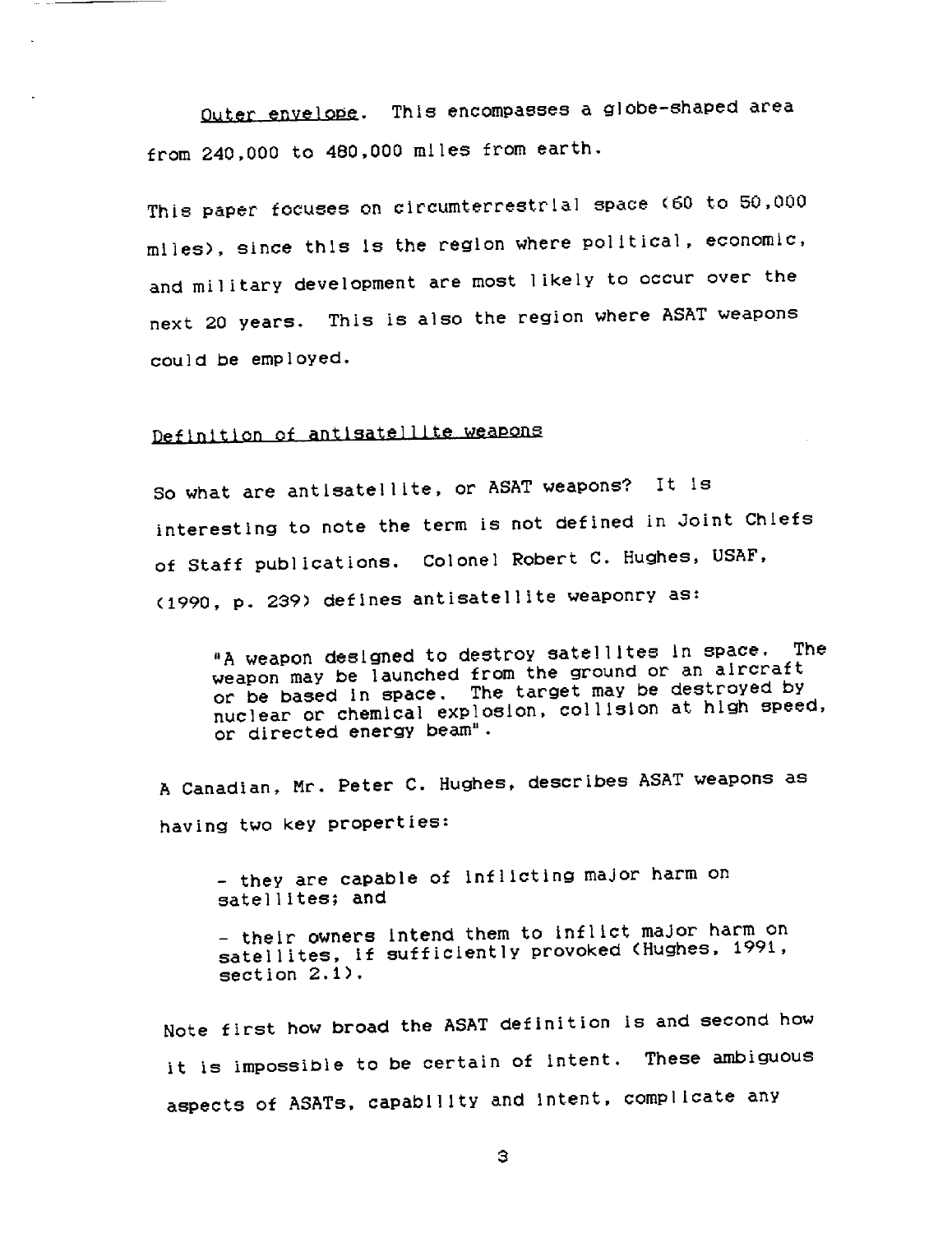Outer envelope. This encompasses a globe-shaped area from 240,000 to 480,000 miles from earth.

This paper focuses on circumterrestrial space (60 to 50,000 miles), since this is the region where political, economic, and military development are most likely to occur over the next 20 years. This is also the region where ASAT weapons could be employed.

## Definition of antisatellite weapons

So what are antisatellite, or ASAT weapons? It is interesting to note the term is not defined in Joint Chiefs of Staff publications. Colonel Robert C. Hughes, USAF, (1990, p. 239) defines antisatellite weaponry as:

> "A weapon designed to destroy satellites in space. The weapon may be launched from the ground or an aircraft or be based in space. The target may be destroyed by nuclear or chemical explosion, collision at high speed, or directed energy beam".

A Canadian, Mr. Peter C. Hughes, describes ASAT weapons as having two key properties:

> - they are capable of inflicting major harm on satellites; and
>
> - their owners intend them to inflict major harm on satellites, if sufficiently provoked (Hughes, 1991, section 2.1).

Note first how broad the ASAT definition is and second how it is impossible to be certain of intent. These ambiguous aspects of ASATs, capability and intent, complicate any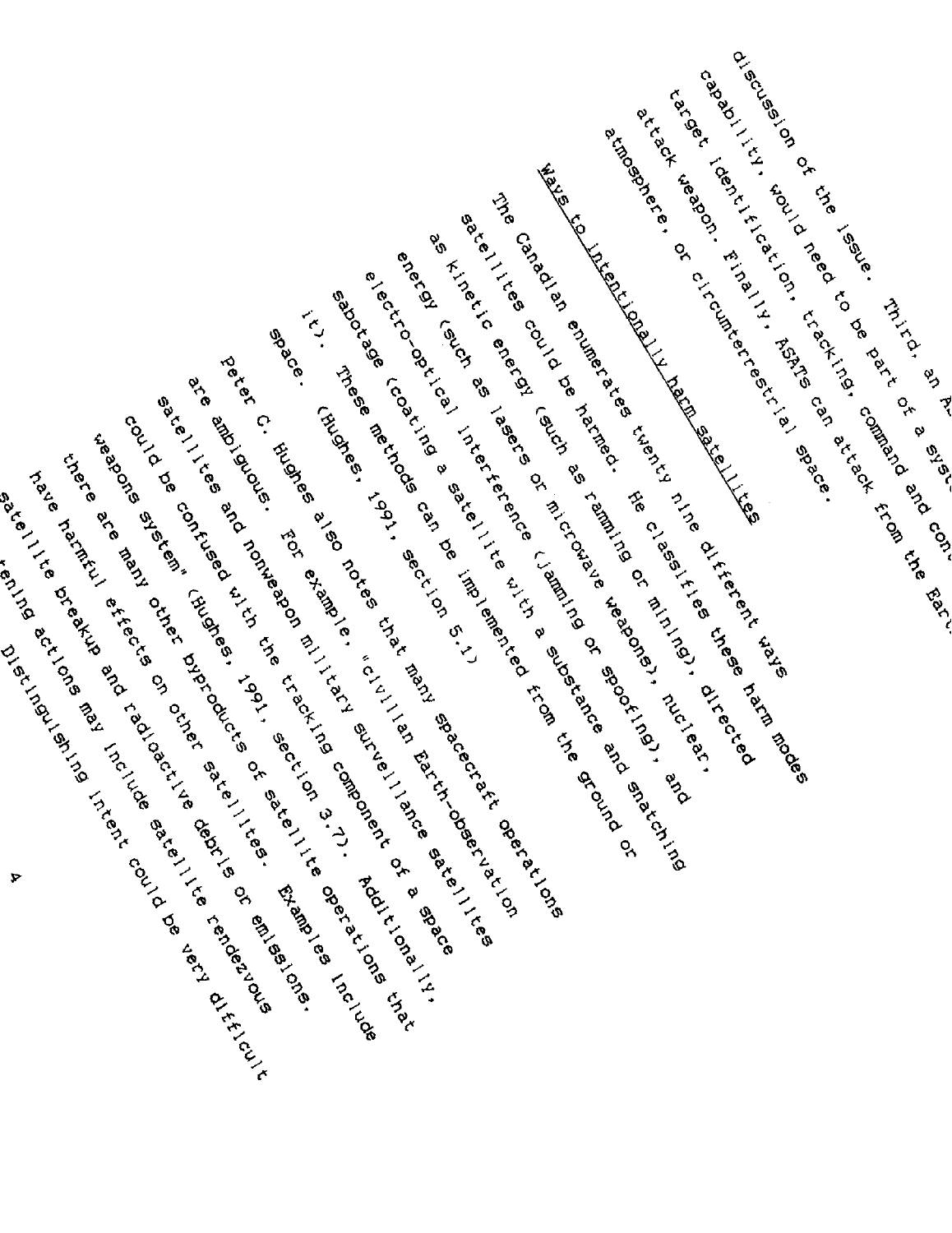discussion of the issue. Third, an AS[AT]
capability, would need to be part of a syst[em]
target identification, tracking, command and con[trol]
attack weapon. Finally, ASATs can attack from the Ear[th]
atmosphere, or circumterrestrial space.

Ways to intentionally harm satellites

The Canadian enumerates twenty nine different ways satellites could be harmed. He classifies these harm modes as kinetic energy (such as ramming or mining), directed energy (such as lasers or microwave weapons), nuclear, electro-optical interference (jamming or spoofing), and sabotage (coating a satellite with a substance and snatching it). These methods can be implemented from the ground or space. (Hughes, 1991, section 5.1)

Peter C. Hughes also notes that many spacecraft operations are ambiguous. For example, "civilian Earth-observation satellites and nonweapon military surveillance satellites could be confused with the tracking component of a space weapons system" (Hughes, 1991, section 3.7). Additionally, there are many other byproducts of satellite operations that have harmful effects on other satellites. Examples include satellite breakup and radioactive debris or emissions. [Threa]tening actions may include satellite rendezvous [...]. Distinguishing intent could be very difficult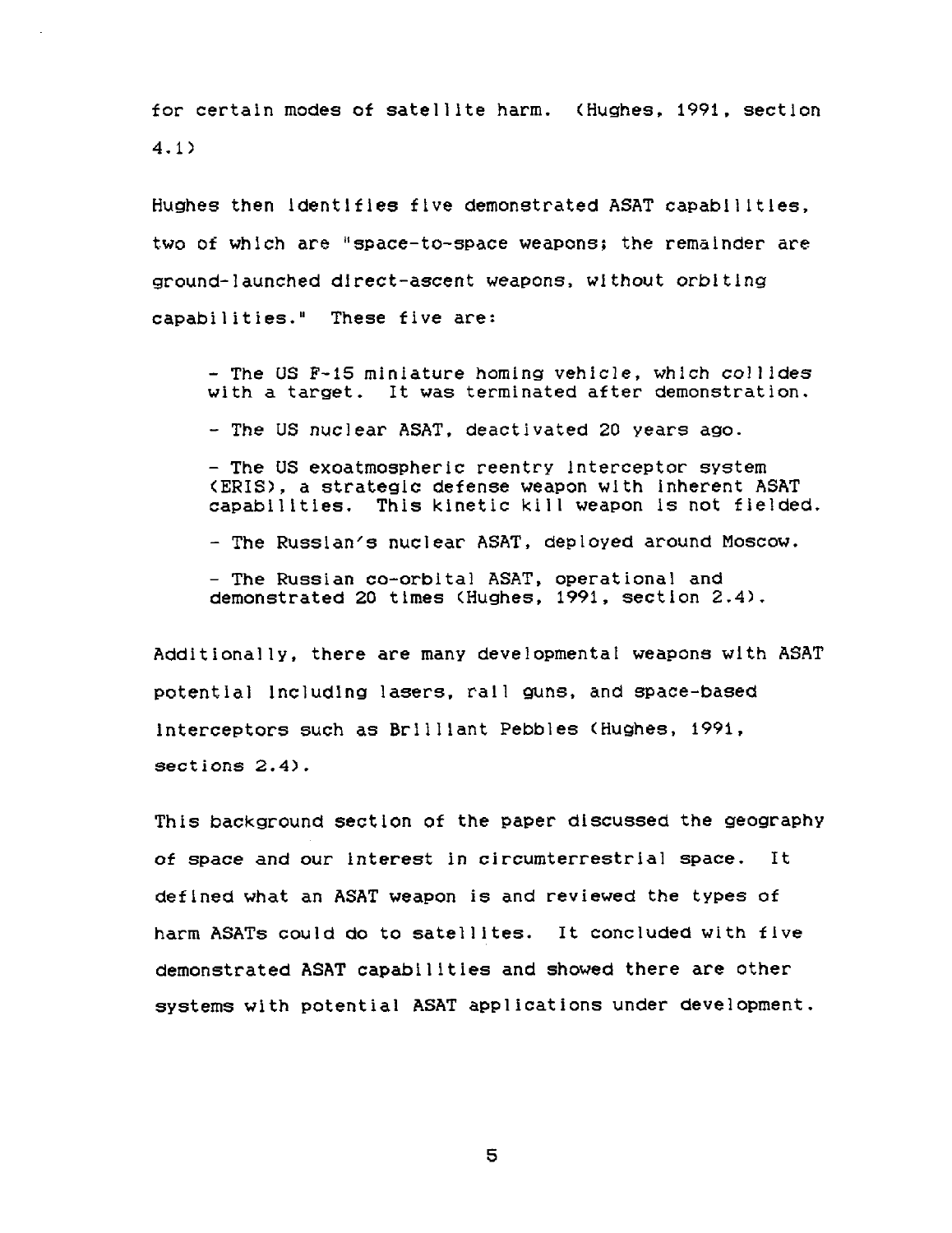for certain modes of satellite harm. (Hughes, 1991, section 4.1)

Hughes then identifies five demonstrated ASAT capabilities, two of which are "space-to-space weapons; the remainder are ground-launched direct-ascent weapons, without orbiting capabilities." These five are:

> - The US F-15 miniature homing vehicle, which collides with a target. It was terminated after demonstration.
>
> - The US nuclear ASAT, deactivated 20 years ago.
>
> - The US exoatmospheric reentry interceptor system (ERIS), a strategic defense weapon with inherent ASAT capabilities. This kinetic kill weapon is not fielded.
>
> - The Russian's nuclear ASAT, deployed around Moscow.
>
> - The Russian co-orbital ASAT, operational and demonstrated 20 times (Hughes, 1991, section 2.4).

Additionally, there are many developmental weapons with ASAT potential including lasers, rail guns, and space-based interceptors such as Brilliant Pebbles (Hughes, 1991, sections 2.4).

This background section of the paper discussed the geography of space and our interest in circumterrestrial space. It defined what an ASAT weapon is and reviewed the types of harm ASATs could do to satellites. It concluded with five demonstrated ASAT capabilities and showed there are other systems with potential ASAT applications under development.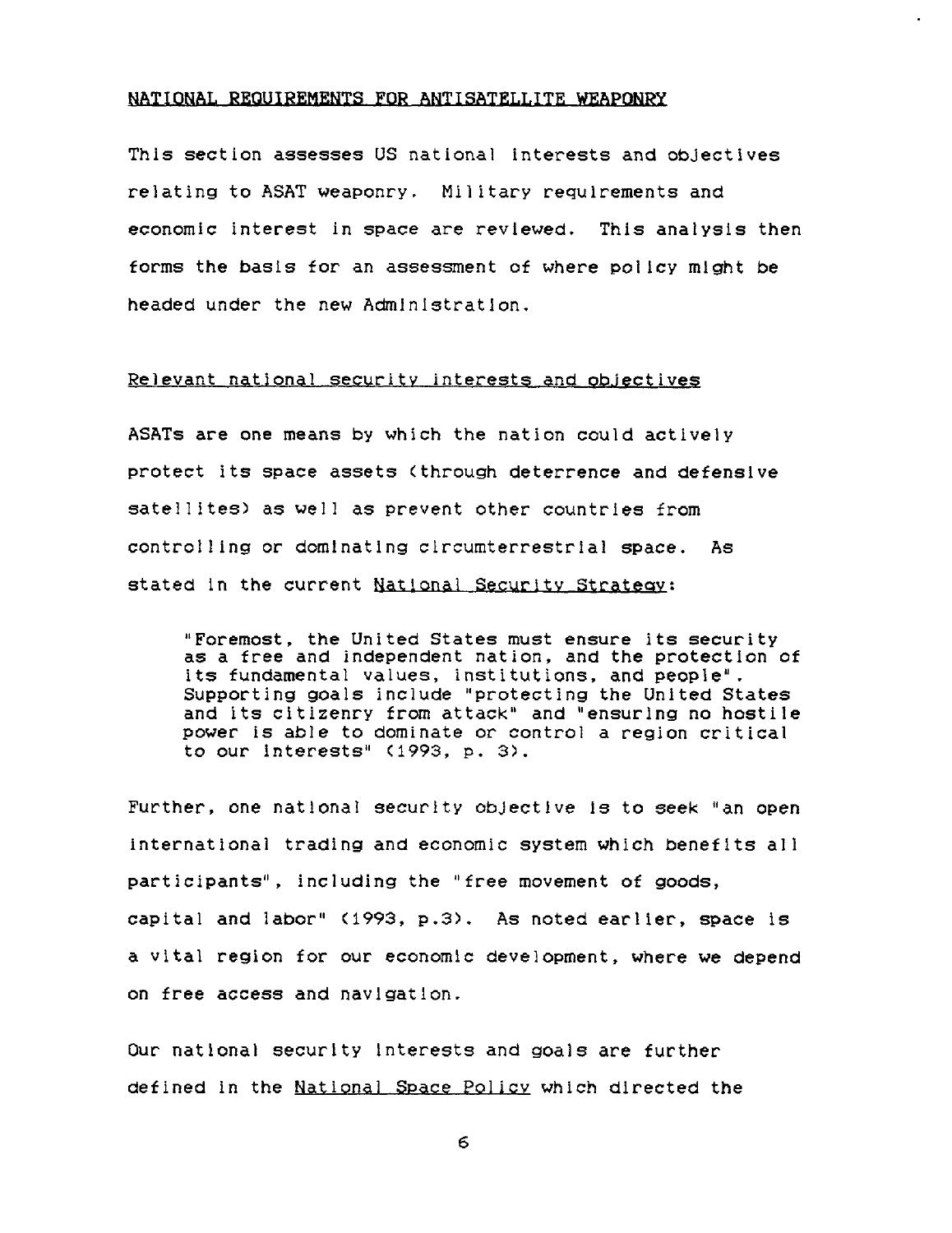## NATIONAL REQUIREMENTS FOR ANTISATELLITE WEAPONRY

This section assesses US national interests and objectives relating to ASAT weaponry. Military requirements and economic interest in space are reviewed. This analysis then forms the basis for an assessment of where policy might be headed under the new Administration.

### Relevant national security interests and objectives

ASATs are one means by which the nation could actively protect its space assets (through deterrence and defensive satellites) as well as prevent other countries from controlling or dominating circumterrestrial space. As stated in the current National Security Strategy:

> "Foremost, the United States must ensure its security as a free and independent nation, and the protection of its fundamental values, institutions, and people". Supporting goals include "protecting the United States and its citizenry from attack" and "ensuring no hostile power is able to dominate or control a region critical to our interests" (1993, p. 3).

Further, one national security objective is to seek "an open international trading and economic system which benefits all participants", including the "free movement of goods, capital and labor" (1993, p.3). As noted earlier, space is a vital region for our economic development, where we depend on free access and navigation.

Our national security interests and goals are further defined in the National Space Policy which directed the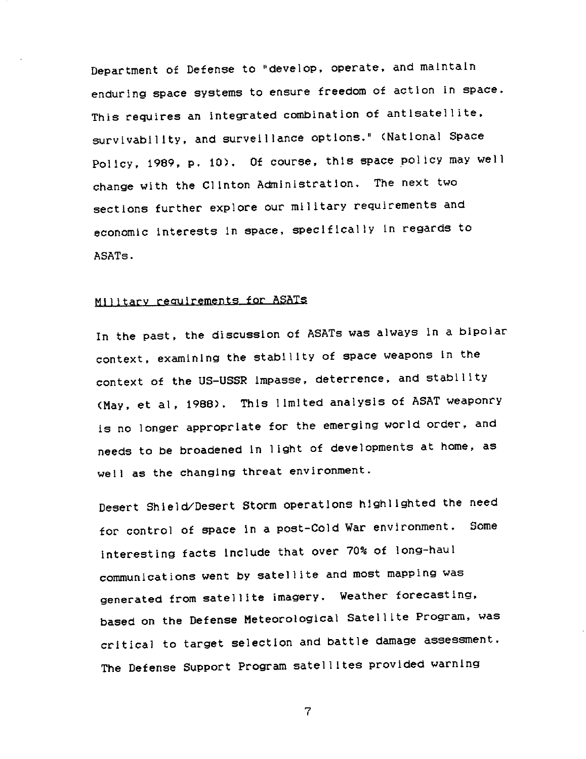Department of Defense to "develop, operate, and maintain enduring space systems to ensure freedom of action in space. This requires an integrated combination of antisatellite, survivability, and surveillance options." (National Space Policy, 1989, p. 10). Of course, this space policy may well change with the Clinton Administration. The next two sections further explore our military requirements and economic interests in space, specifically in regards to ASATs.

## Military requirements for ASATs

In the past, the discussion of ASATs was always in a bipolar context, examining the stability of space weapons in the context of the US-USSR impasse, deterrence, and stability (May, et al, 1988). This limited analysis of ASAT weaponry is no longer appropriate for the emerging world order, and needs to be broadened in light of developments at home, as well as the changing threat environment.

Desert Shield/Desert Storm operations highlighted the need for control of space in a post-Cold War environment. Some interesting facts include that over 70% of long-haul communications went by satellite and most mapping was generated from satellite imagery. Weather forecasting, based on the Defense Meteorological Satellite Program, was critical to target selection and battle damage assessment. The Defense Support Program satellites provided warning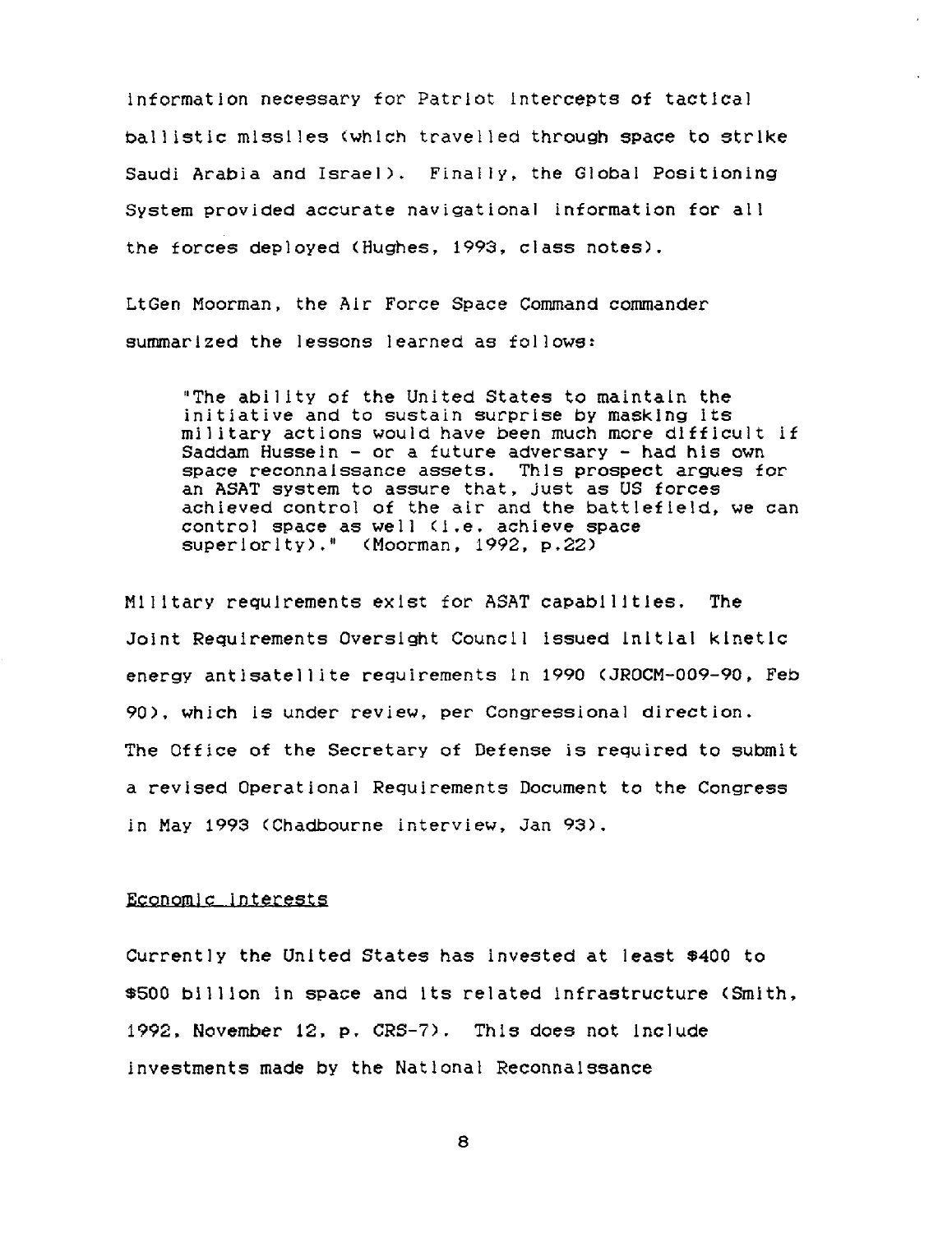information necessary for Patriot intercepts of tactical ballistic missiles (which travelled through space to strike Saudi Arabia and Israel). Finally, the Global Positioning System provided accurate navigational information for all the forces deployed (Hughes, 1993, class notes).

LtGen Moorman, the Air Force Space Command commander summarized the lessons learned as follows:

> "The ability of the United States to maintain the initiative and to sustain surprise by masking its military actions would have been much more difficult if Saddam Hussein - or a future adversary - had his own space reconnaissance assets. This prospect argues for an ASAT system to assure that, just as US forces achieved control of the air and the battlefield, we can control space as well (i.e. achieve space superiority)." (Moorman, 1992, p.22)

Military requirements exist for ASAT capabilities. The Joint Requirements Oversight Council issued initial kinetic energy antisatellite requirements in 1990 (JROCM-009-90, Feb 90), which is under review, per Congressional direction. The Office of the Secretary of Defense is required to submit a revised Operational Requirements Document to the Congress in May 1993 (Chadbourne interview, Jan 93).

## Economic Interests

Currently the United States has invested at least $400 to $500 billion in space and its related infrastructure (Smith, 1992, November 12, p. CRS-7). This does not include investments made by the National Reconnaissance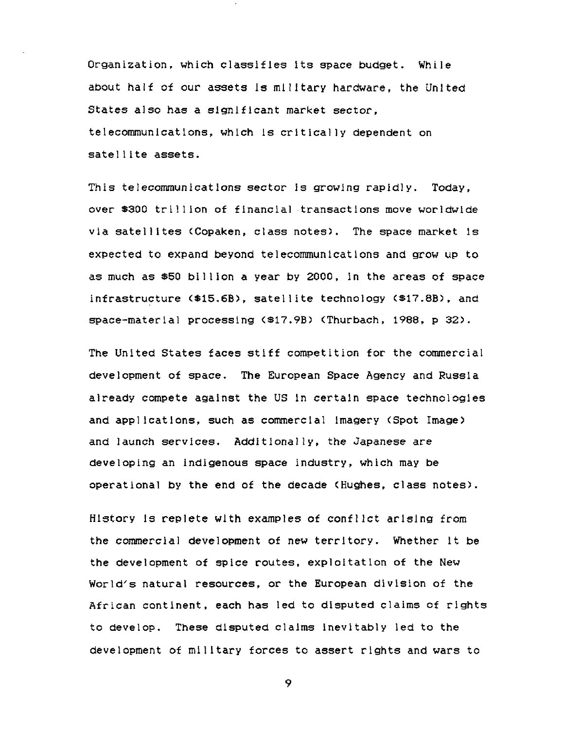Organization, which classifies its space budget. While about half of our assets is military hardware, the United States also has a significant market sector, telecommunications, which is critically dependent on satellite assets.

This telecommunications sector is growing rapidly. Today, over $300 trillion of financial transactions move worldwide via satellites (Copaken, class notes). The space market is expected to expand beyond telecommunications and grow up to as much as $50 billion a year by 2000, in the areas of space infrastructure ($15.6B), satellite technology ($17.8B), and space-material processing ($17.9B) (Thurbach, 1988, p 32).

The United States faces stiff competition for the commercial development of space. The European Space Agency and Russia already compete against the US in certain space technologies and applications, such as commercial imagery (Spot Image) and launch services. Additionally, the Japanese are developing an indigenous space industry, which may be operational by the end of the decade (Hughes, class notes).

History is replete with examples of conflict arising from the commercial development of new territory. Whether it be the development of spice routes, exploitation of the New World's natural resources, or the European division of the African continent, each has led to disputed claims of rights to develop. These disputed claims inevitably led to the development of military forces to assert rights and wars to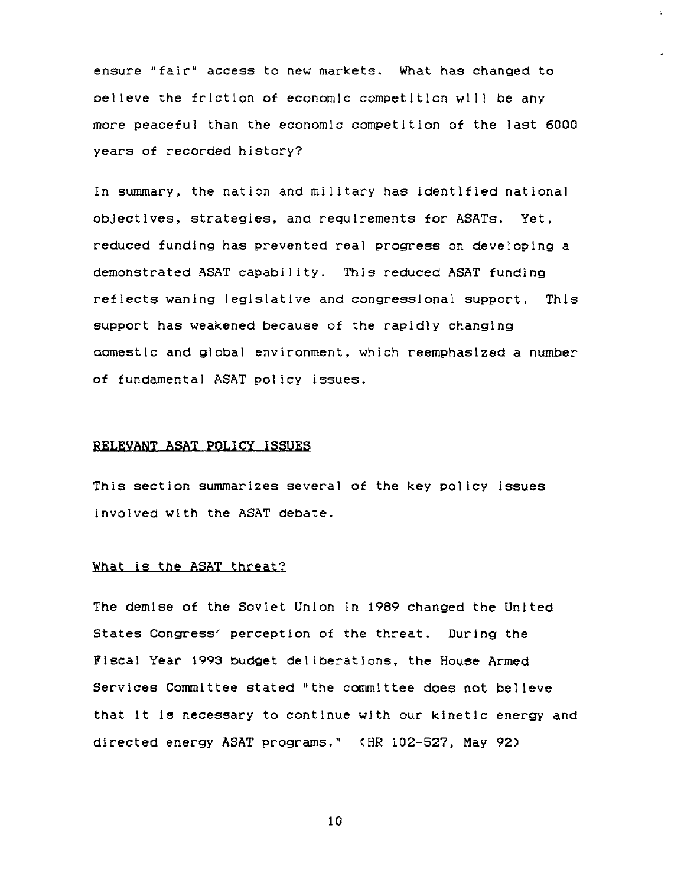ensure "fair" access to new markets. What has changed to believe the friction of economic competition will be any more peaceful than the economic competition of the last 6000 years of recorded history?

In summary, the nation and military has identified national objectives, strategies, and requirements for ASATs. Yet, reduced funding has prevented real progress on developing a demonstrated ASAT capability. This reduced ASAT funding reflects waning legislative and congressional support. This support has weakened because of the rapidly changing domestic and global environment, which reemphasized a number of fundamental ASAT policy issues.

## RELEVANT ASAT POLICY ISSUES

This section summarizes several of the key policy issues involved with the ASAT debate.

### What is the ASAT threat?

The demise of the Soviet Union in 1989 changed the United States Congress' perception of the threat. During the Fiscal Year 1993 budget deliberations, the House Armed Services Committee stated "the committee does not believe that it is necessary to continue with our kinetic energy and directed energy ASAT programs." (HR 102-527, May 92)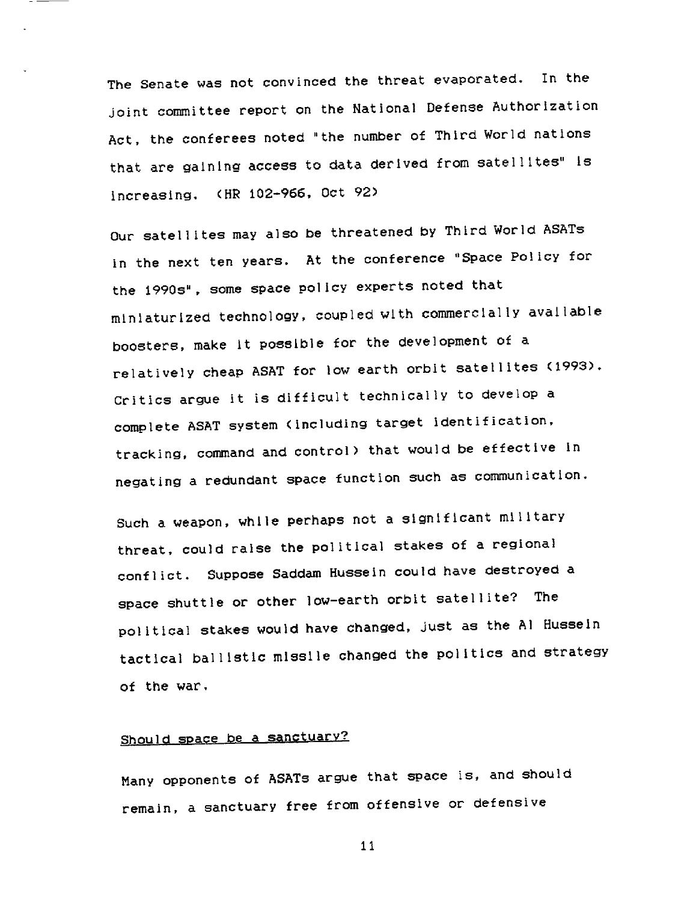The Senate was not convinced the threat evaporated. In the joint committee report on the National Defense Authorization Act, the conferees noted "the number of Third World nations that are gaining access to data derived from satellites" is increasing. (HR 102-966, Oct 92)

Our satellites may also be threatened by Third World ASATs in the next ten years. At the conference "Space Policy for the 1990s", some space policy experts noted that miniaturized technology, coupled with commercially available boosters, make it possible for the development of a relatively cheap ASAT for low earth orbit satellites (1993). Critics argue it is difficult technically to develop a complete ASAT system (including target identification, tracking, command and control) that would be effective in negating a redundant space function such as communication.

Such a weapon, while perhaps not a significant military threat, could raise the political stakes of a regional conflict. Suppose Saddam Hussein could have destroyed a space shuttle or other low-earth orbit satellite? The political stakes would have changed, just as the Al Hussein tactical ballistic missile changed the politics and strategy of the war.

<u>Should space be a sanctuary?</u>

Many opponents of ASATs argue that space is, and should remain, a sanctuary free from offensive or defensive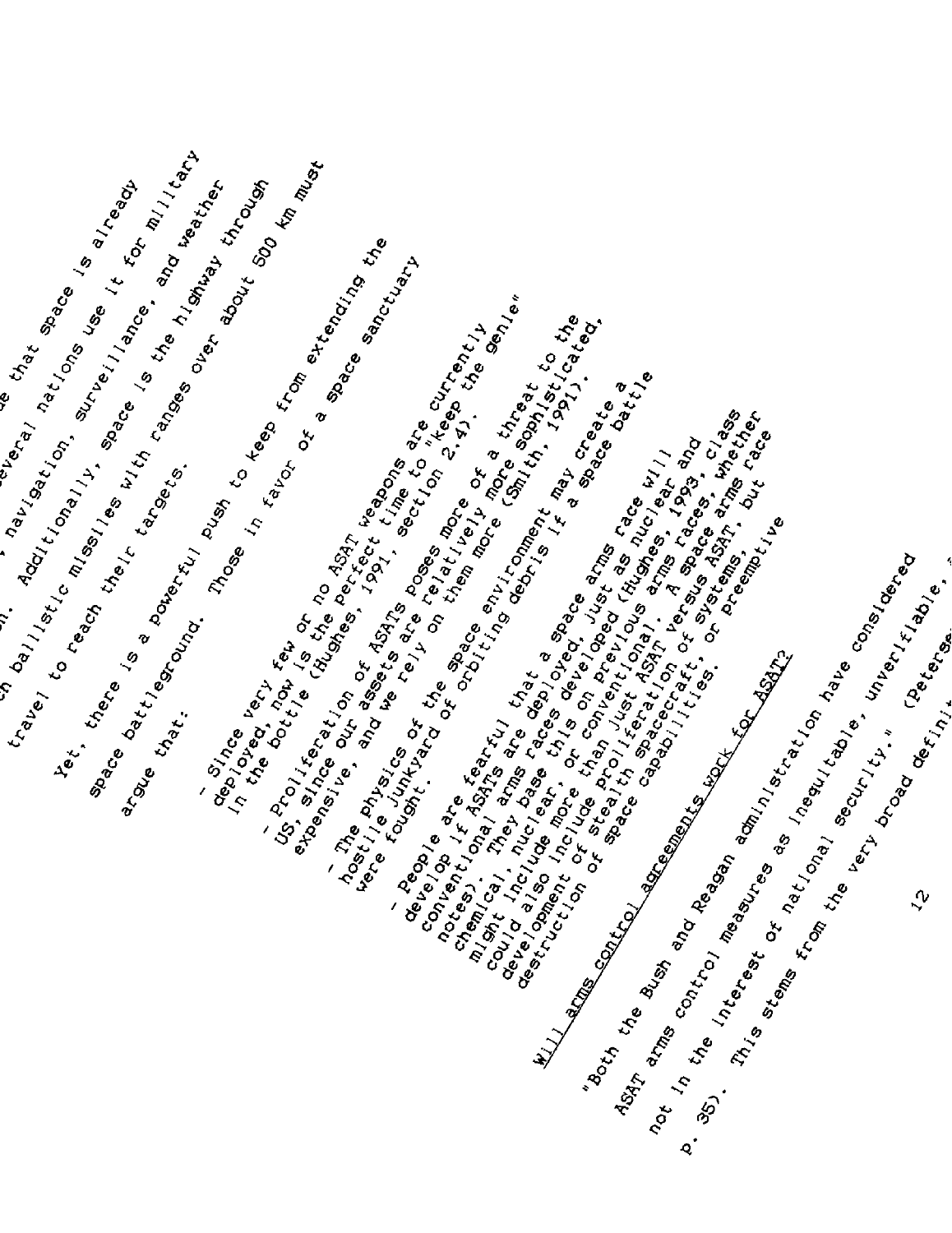...de that space is already ...several nations use it for military ...n, navigation, surveillance, and weather ...n. Additionally, space is the highway through ...h ballistic missiles with ranges over about 500 km must travel to reach their targets.

Yet, there is a powerful push to keep from extending the space battleground. Those in favor of a space sanctuary argue that:

- Since very few or no ASAT weapons are currently deployed, now is the perfect time to "keep the genie" in the bottle (Hughes, 1991, section 2.4).

- Proliferation of ASATs poses more of a threat to the US, since our assets are relatively more sophisticated, expensive, and we rely on them more (Smith, 1991).

- The physics of the space environment may create a hostile junkyard of orbiting debris if a space battle were fought.

- People are fearful that a space arms race will develop if ASATs are deployed, just as nuclear and conventional arms races developed (Hughes, 1993, class notes). They base this on previous arms races, whether chemical, nuclear, or conventional. A space arms race might include more than just ASAT versus ASAT, but could also include proliferation of systems, development of stealth spacecraft, or preemptive destruction of space capabilities.

<u>Will arms control agreements work for ASAT?</u>

"Both the Bush and Reagan administration have considered ASAT arms control measures as inequitable, unverifiable, and not in the interest of national security." (Peterse... p. 35). This stems from the very broad definit...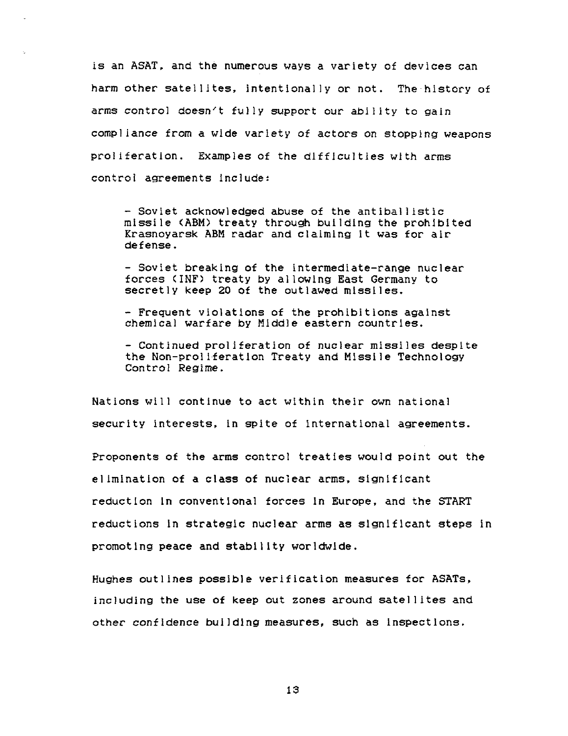is an ASAT, and the numerous ways a variety of devices can harm other satellites, intentionally or not. The history of arms control doesn't fully support our ability to gain compliance from a wide variety of actors on stopping weapons proliferation. Examples of the difficulties with arms control agreements include:

- Soviet acknowledged abuse of the antiballistic missile (ABM) treaty through building the prohibited Krasnoyarsk ABM radar and claiming it was for air defense.

- Soviet breaking of the intermediate-range nuclear forces (INF) treaty by allowing East Germany to secretly keep 20 of the outlawed missiles.

- Frequent violations of the prohibitions against chemical warfare by Middle eastern countries.

- Continued proliferation of nuclear missiles despite the Non-proliferation Treaty and Missile Technology Control Regime.

Nations will continue to act within their own national security interests, in spite of international agreements.

Proponents of the arms control treaties would point out the elimination of a class of nuclear arms, significant reduction in conventional forces in Europe, and the START reductions in strategic nuclear arms as significant steps in promoting peace and stability worldwide.

Hughes outlines possible verification measures for ASATs, including the use of keep out zones around satellites and other confidence building measures, such as inspections.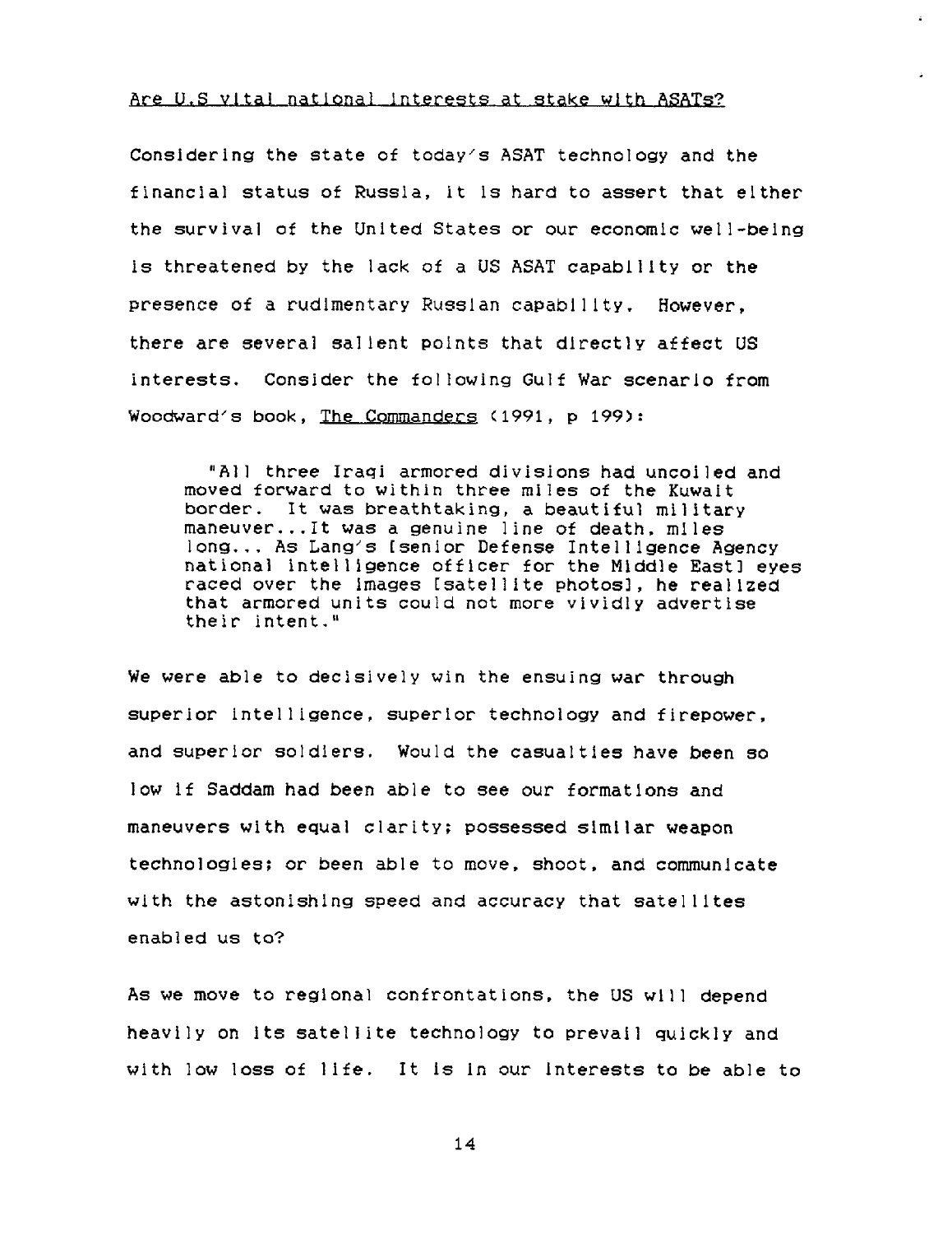Are U.S vital national interests at stake with ASATs?

Considering the state of today's ASAT technology and the financial status of Russia, it is hard to assert that either the survival of the United States or our economic well-being is threatened by the lack of a US ASAT capability or the presence of a rudimentary Russian capability. However, there are several salient points that directly affect US interests. Consider the following Gulf War scenario from Woodward's book, The Commanders (1991, p 199):

> "All three Iraqi armored divisions had uncoiled and moved forward to within three miles of the Kuwait border. It was breathtaking, a beautiful military maneuver...It was a genuine line of death, miles long... As Lang's [senior Defense Intelligence Agency national intelligence officer for the Middle East] eyes raced over the images [satellite photos], he realized that armored units could not more vividly advertise their intent."

We were able to decisively win the ensuing war through superior intelligence, superior technology and firepower, and superior soldiers. Would the casualties have been so low if Saddam had been able to see our formations and maneuvers with equal clarity; possessed similar weapon technologies; or been able to move, shoot, and communicate with the astonishing speed and accuracy that satellites enabled us to?

As we move to regional confrontations, the US will depend heavily on its satellite technology to prevail quickly and with low loss of life. It is in our interests to be able to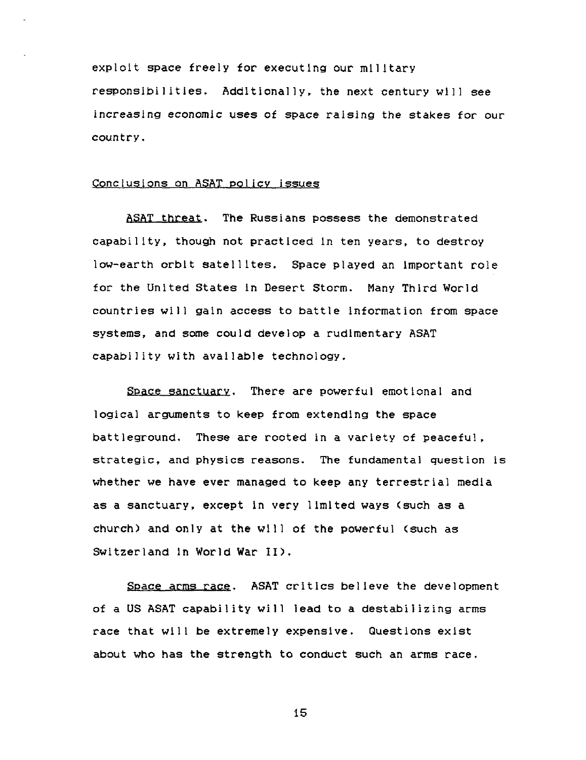exploit space freely for executing our military responsibilities. Additionally, the next century will see increasing economic uses of space raising the stakes for our country.

## Conclusions on ASAT policy issues

ASAT threat. The Russians possess the demonstrated capability, though not practiced in ten years, to destroy low-earth orbit satellites. Space played an important role for the United States in Desert Storm. Many Third World countries will gain access to battle information from space systems, and some could develop a rudimentary ASAT capability with available technology.

Space sanctuary. There are powerful emotional and logical arguments to keep from extending the space battleground. These are rooted in a variety of peaceful, strategic, and physics reasons. The fundamental question is whether we have ever managed to keep any terrestrial media as a sanctuary, except in very limited ways (such as a church) and only at the will of the powerful (such as Switzerland in World War II).

Space arms race. ASAT critics believe the development of a US ASAT capability will lead to a destabilizing arms race that will be extremely expensive. Questions exist about who has the strength to conduct such an arms race.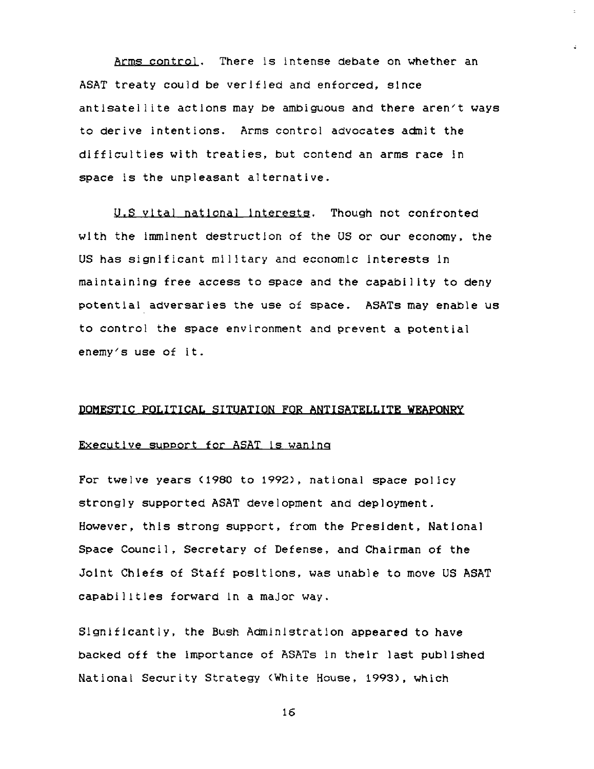<u>Arms control</u>. There is intense debate on whether an ASAT treaty could be verified and enforced, since antisatellite actions may be ambiguous and there aren't ways to derive intentions. Arms control advocates admit the difficulties with treaties, but contend an arms race in space is the unpleasant alternative.

<u>U.S vital national interests</u>. Though not confronted with the imminent destruction of the US or our economy, the US has significant military and economic interests in maintaining free access to space and the capability to deny potential adversaries the use of space. ASATs may enable us to control the space environment and prevent a potential enemy's use of it.

## DOMESTIC POLITICAL SITUATION FOR ANTISATELLITE WEAPONRY

### Executive support for ASAT is waning

For twelve years (1980 to 1992), national space policy strongly supported ASAT development and deployment. However, this strong support, from the President, National Space Council, Secretary of Defense, and Chairman of the Joint Chiefs of Staff positions, was unable to move US ASAT capabilities forward in a major way.

Significantly, the Bush Administration appeared to have backed off the importance of ASATs in their last published National Security Strategy (White House, 1993), which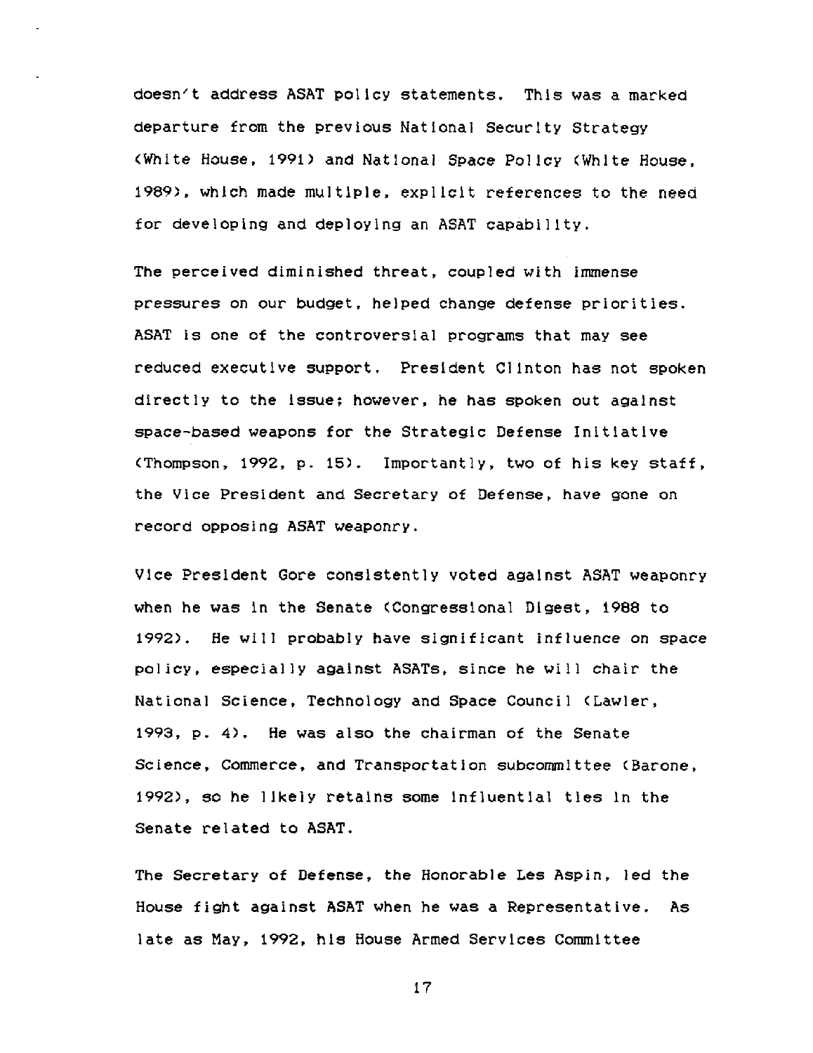doesn't address ASAT policy statements. This was a marked departure from the previous National Security Strategy (White House, 1991) and National Space Policy (White House, 1989), which made multiple, explicit references to the need for developing and deploying an ASAT capability.

The perceived diminished threat, coupled with immense pressures on our budget, helped change defense priorities. ASAT is one of the controversial programs that may see reduced executive support. President Clinton has not spoken directly to the issue; however, he has spoken out against space-based weapons for the Strategic Defense Initiative (Thompson, 1992, p. 15). Importantly, two of his key staff, the Vice President and Secretary of Defense, have gone on record opposing ASAT weaponry.

Vice President Gore consistently voted against ASAT weaponry when he was in the Senate (Congressional Digest, 1988 to 1992). He will probably have significant influence on space policy, especially against ASATs, since he will chair the National Science, Technology and Space Council (Lawler, 1993, p. 4). He was also the chairman of the Senate Science, Commerce, and Transportation subcommittee (Barone, 1992), so he likely retains some influential ties in the Senate related to ASAT.

The Secretary of Defense, the Honorable Les Aspin, led the House fight against ASAT when he was a Representative. As late as May, 1992, his House Armed Services Committee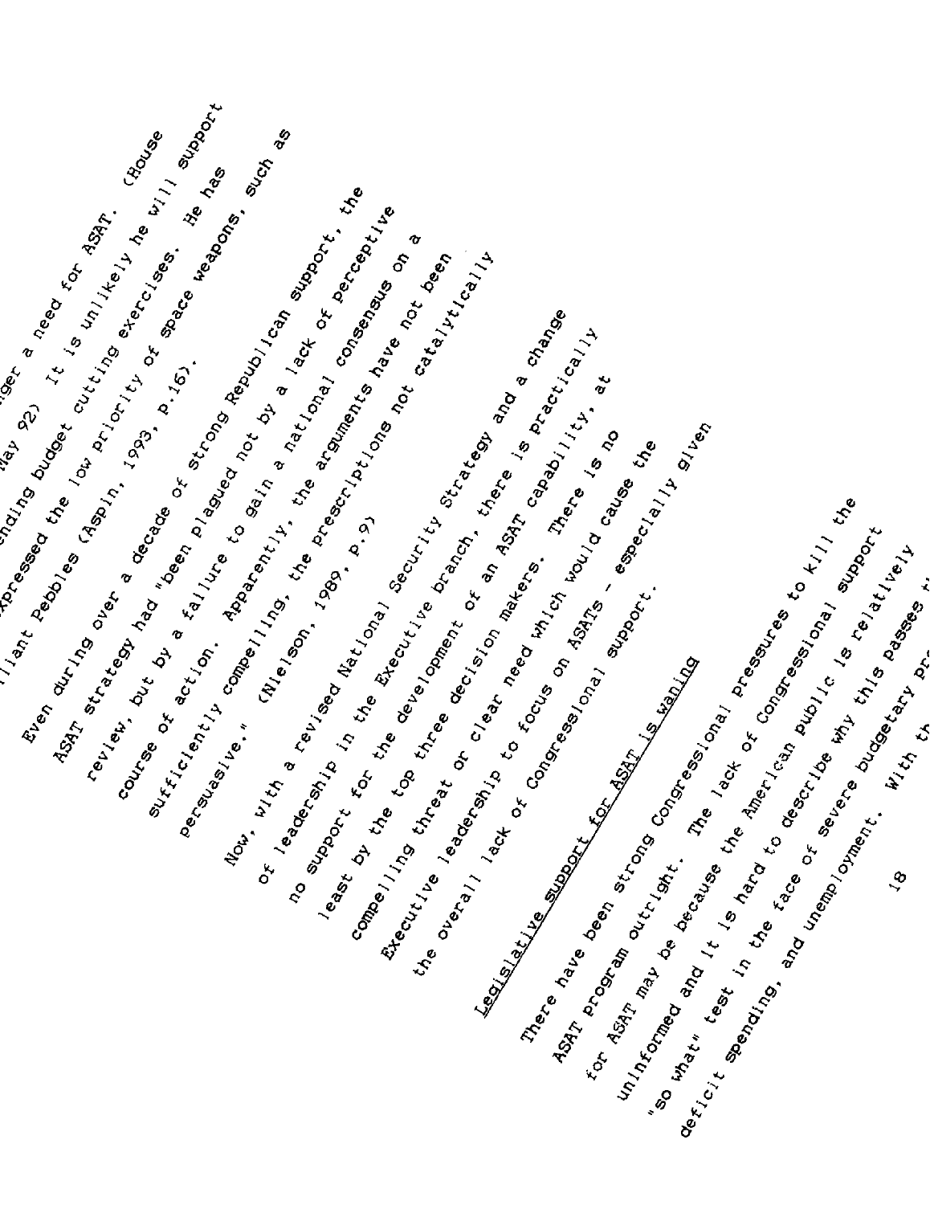...nger a need for ASAT. (House ... May 92) It is unlikely he will support ...ending budget cutting exercises. He has ...xpressed the low priority of space weapons, such as ...illiant Pebbles (Aspin, 1993, p.16).

Even during over a decade of strong Republican support, the ASAT strategy had "been plagued not by a lack of perceptive review, but by a failure to gain a national consensus on a course of action. Apparently, the arguments have not been sufficiently compelling, the prescriptions not catalytically persuasive." (Nielson, 1989, p.9)

Now, with a revised National Security Strategy and a change of leadership in the Executive branch, there is practically no support for the development of an ASAT capability, at least by the top three decision makers. There is no compelling threat or clear need which would cause the Executive leadership to focus on ASATs - especially given the overall lack of Congressional support.

Legislative support for ASAT is waning

There have been strong Congressional pressures to kill the ASAT program outright. The lack of Congressional support for ASAT may be because the American public is relatively uninformed and it is hard to describe why this passes th... "so what" test in the face of severe budgetary pr... deficit spending, and unemployment. With th...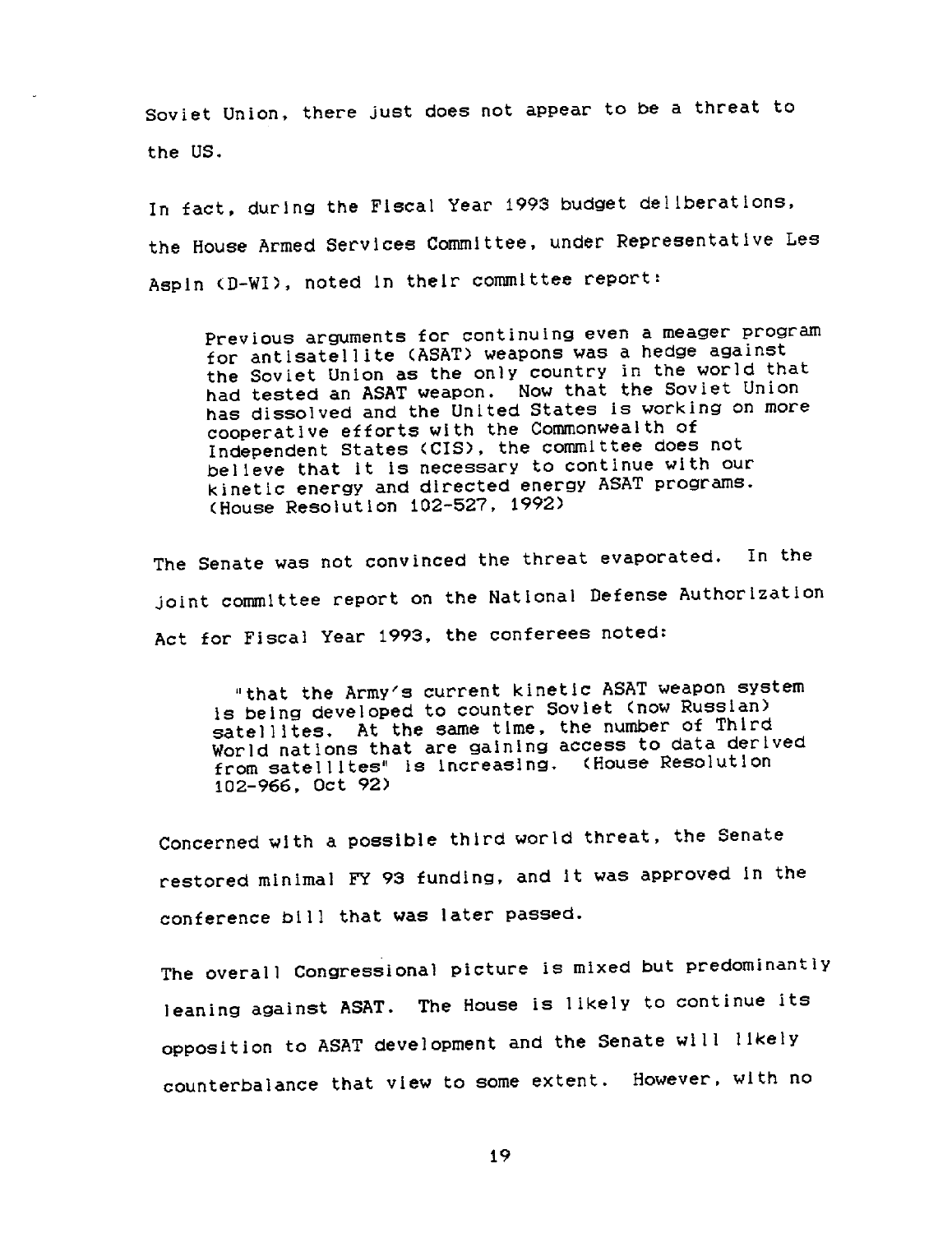Soviet Union, there just does not appear to be a threat to the US.

In fact, during the Fiscal Year 1993 budget deliberations, the House Armed Services Committee, under Representative Les Aspin (D-WI), noted in their committee report:

> Previous arguments for continuing even a meager program for antisatellite (ASAT) weapons was a hedge against the Soviet Union as the only country in the world that had tested an ASAT weapon. Now that the Soviet Union has dissolved and the United States is working on more cooperative efforts with the Commonwealth of Independent States (CIS), the committee does not believe that it is necessary to continue with our kinetic energy and directed energy ASAT programs. (House Resolution 102-527, 1992)

The Senate was not convinced the threat evaporated. In the joint committee report on the National Defense Authorization Act for Fiscal Year 1993, the conferees noted:

> "that the Army's current kinetic ASAT weapon system is being developed to counter Soviet (now Russian) satellites. At the same time, the number of Third World nations that are gaining access to data derived from satellites" is increasing. (House Resolution 102-966, Oct 92)

Concerned with a possible third world threat, the Senate restored minimal FY 93 funding, and it was approved in the conference bill that was later passed.

The overall Congressional picture is mixed but predominantly leaning against ASAT. The House is likely to continue its opposition to ASAT development and the Senate will likely counterbalance that view to some extent. However, with no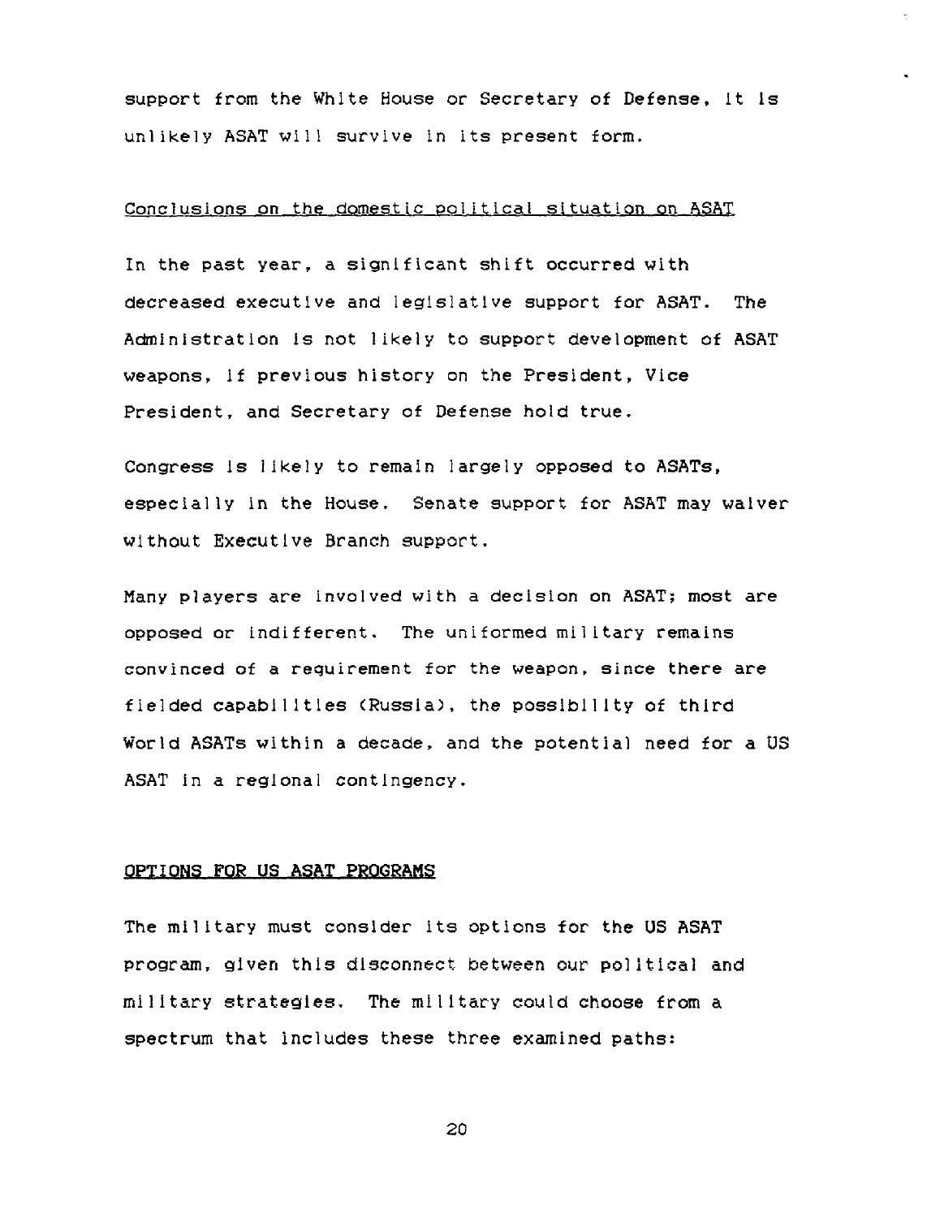support from the White House or Secretary of Defense, it is unlikely ASAT will survive in its present form.

### Conclusions on the domestic political situation on ASAT

In the past year, a significant shift occurred with decreased executive and legislative support for ASAT. The Administration is not likely to support development of ASAT weapons, if previous history on the President, Vice President, and Secretary of Defense hold true.

Congress is likely to remain largely opposed to ASATs, especially in the House. Senate support for ASAT may waiver without Executive Branch support.

Many players are involved with a decision on ASAT; most are opposed or indifferent. The uniformed military remains convinced of a requirement for the weapon, since there are fielded capabilities (Russia), the possibility of third World ASATs within a decade, and the potential need for a US ASAT in a regional contingency.

## OPTIONS FOR US ASAT PROGRAMS

The military must consider its options for the US ASAT program, given this disconnect between our political and military strategies. The military could choose from a spectrum that includes these three examined paths: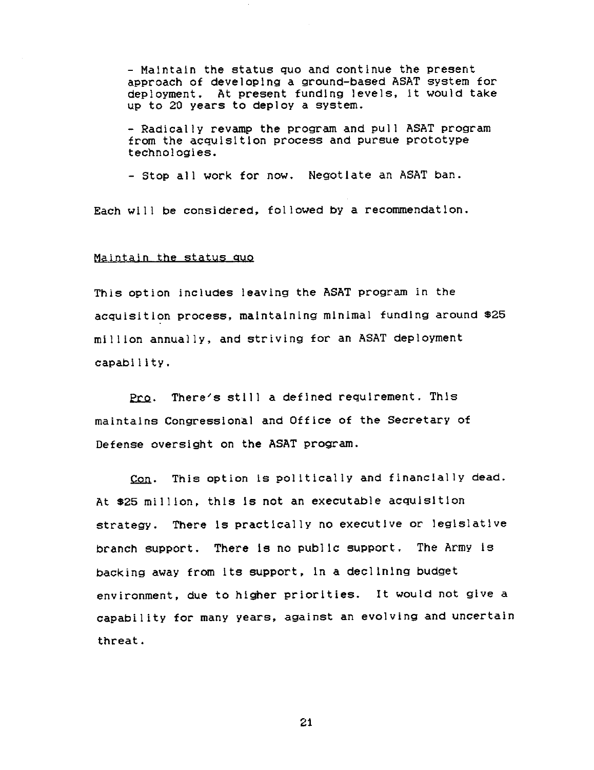- Maintain the status quo and continue the present approach of developing a ground-based ASAT system for deployment. At present funding levels, it would take up to 20 years to deploy a system.

- Radically revamp the program and pull ASAT program from the acquisition process and pursue prototype technologies.

- Stop all work for now. Negotiate an ASAT ban.

Each will be considered, followed by a recommendation.

## Maintain the status quo

This option includes leaving the ASAT program in the acquisition process, maintaining minimal funding around $25 million annually, and striving for an ASAT deployment capability.

Pro. There's still a defined requirement. This maintains Congressional and Office of the Secretary of Defense oversight on the ASAT program.

Con. This option is politically and financially dead. At $25 million, this is not an executable acquisition strategy. There is practically no executive or legislative branch support. There is no public support. The Army is backing away from its support, in a declining budget environment, due to higher priorities. It would not give a capability for many years, against an evolving and uncertain threat.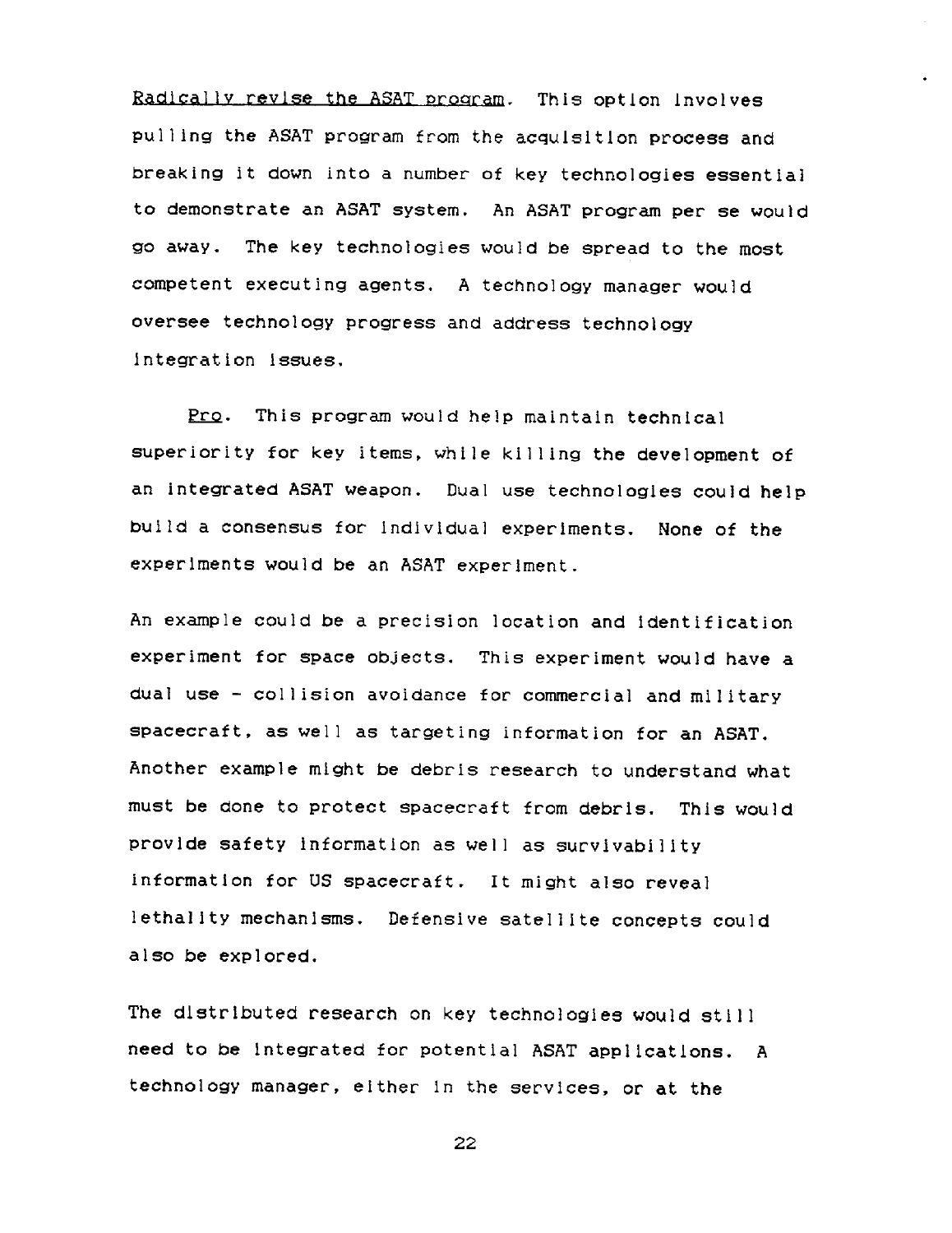Radically revise the ASAT program. This option involves pulling the ASAT program from the acquisition process and breaking it down into a number of key technologies essential to demonstrate an ASAT system. An ASAT program per se would go away. The key technologies would be spread to the most competent executing agents. A technology manager would oversee technology progress and address technology integration issues.

Pro. This program would help maintain technical superiority for key items, while killing the development of an integrated ASAT weapon. Dual use technologies could help build a consensus for individual experiments. None of the experiments would be an ASAT experiment.

An example could be a precision location and identification experiment for space objects. This experiment would have a dual use - collision avoidance for commercial and military spacecraft, as well as targeting information for an ASAT. Another example might be debris research to understand what must be done to protect spacecraft from debris. This would provide safety information as well as survivability information for US spacecraft. It might also reveal lethality mechanisms. Defensive satellite concepts could also be explored.

The distributed research on key technologies would still need to be integrated for potential ASAT applications. A technology manager, either in the services, or at the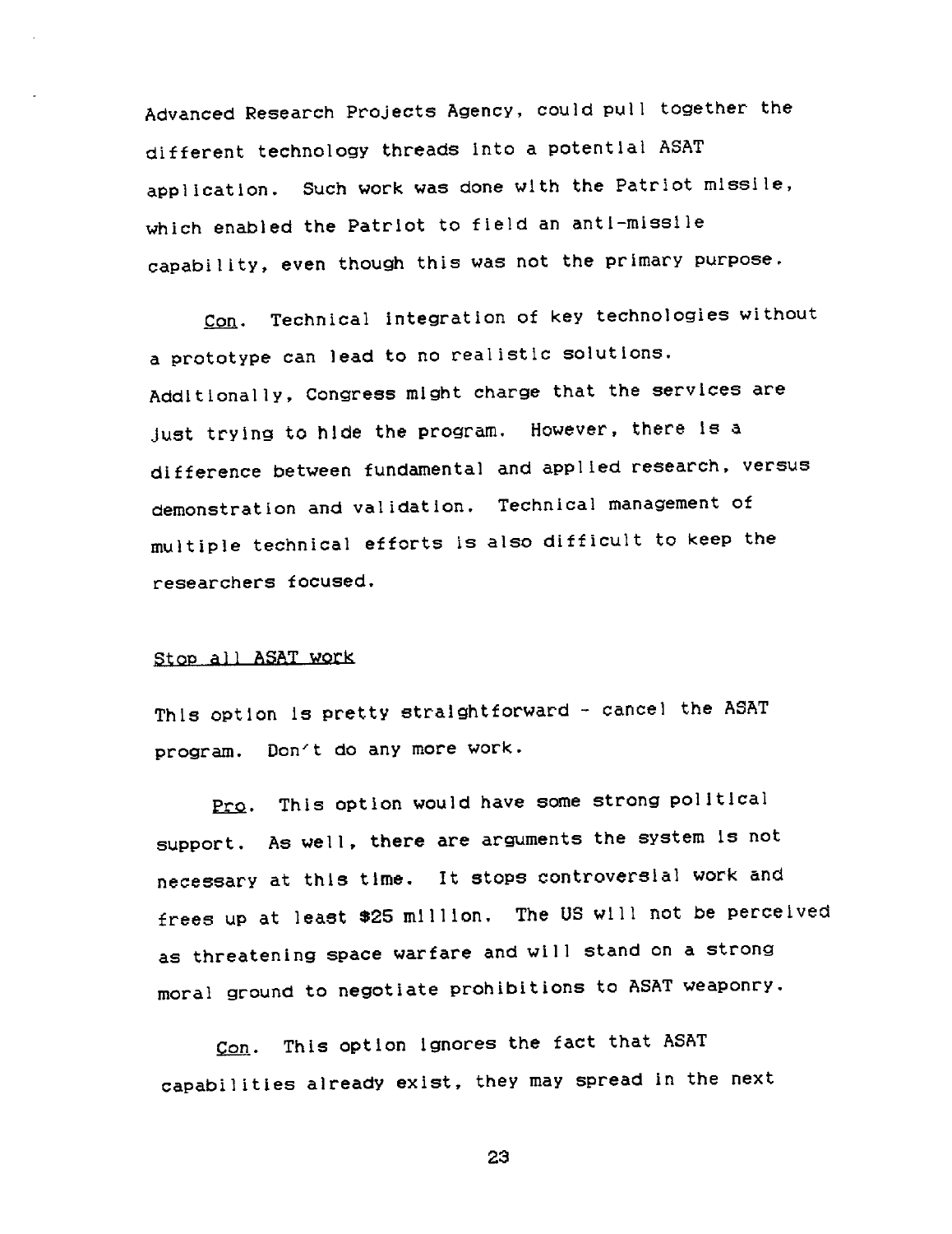Advanced Research Projects Agency, could pull together the different technology threads into a potential ASAT application. Such work was done with the Patriot missile, which enabled the Patriot to field an anti-missile capability, even though this was not the primary purpose.

_Con_. Technical integration of key technologies without a prototype can lead to no realistic solutions. Additionally, Congress might charge that the services are just trying to hide the program. However, there is a difference between fundamental and applied research, versus demonstration and validation. Technical management of multiple technical efforts is also difficult to keep the researchers focused.

_Stop all ASAT work_

This option is pretty straightforward - cancel the ASAT program. Don't do any more work.

_Pro_. This option would have some strong political support. As well, there are arguments the system is not necessary at this time. It stops controversial work and frees up at least $25 million. The US will not be perceived as threatening space warfare and will stand on a strong moral ground to negotiate prohibitions to ASAT weaponry.

_Con_. This option ignores the fact that ASAT capabilities already exist, they may spread in the next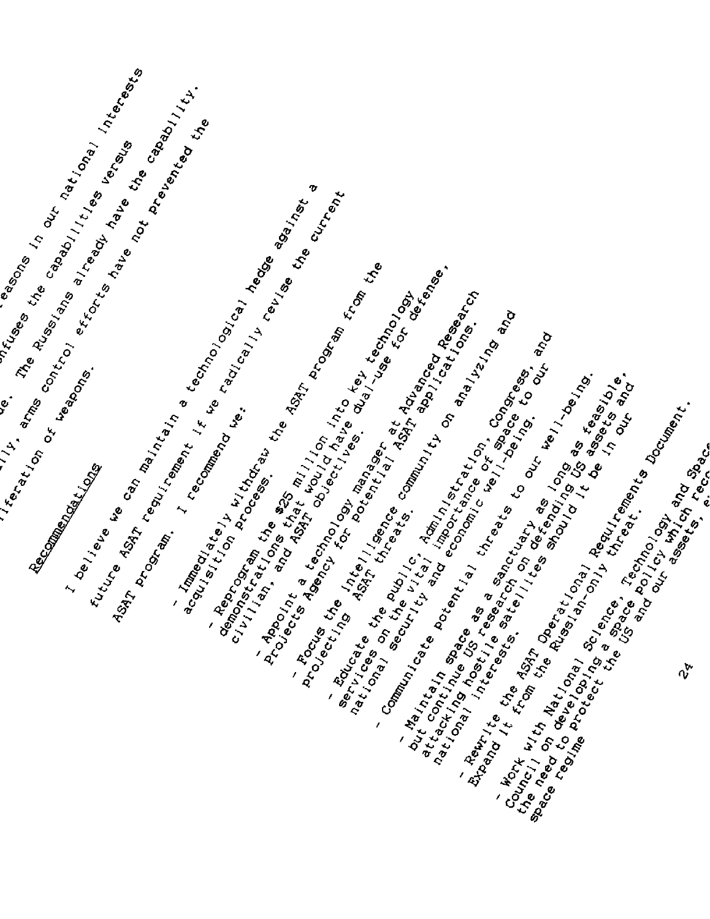...reasons in our national interests ...confuses the capabilities versus ...de. The Russians already have the capability. ...lly, arms control efforts have not prevented the ...liferation of weapons.

Recommendations

I believe we can maintain a technological hedge against a future ASAT requirement if we radically revise the current ASAT program. I recommend we:

- Immediately withdraw the ASAT program from the acquisition process.

- Reprogram the $25 million into key technology demonstrations that would have dual-use for defense, civilian, and ASAT objectives.

- Appoint a technology manager at Advanced Research Projects Agency for potential ASAT applications.

- Focus the intelligence community on analyzing and projecting ASAT threats.

- Educate the public, Administration, Congress, and services on the vital importance of space to our national security and economic well-being.

- Communicate potential threats to our well-being.

- Maintain space as a sanctuary as long as feasible, but continue US research on defending US assets and attacking hostile satellites should it be in our national interests.

- Rewrite the ASAT Operational Requirements Document. Expand it from the Russian-only threat.

- Work with National Science, Technology and Space Council on developing a space policy which reco... the need to protect the US and our assets, e... space regime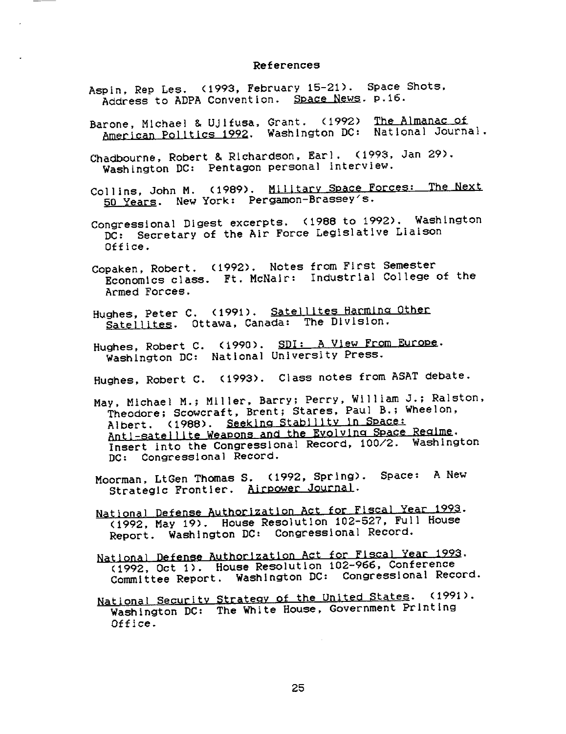## References

Aspin, Rep Les. (1993, February 15-21). Space Shots, Address to ADPA Convention. Space News. p.16.

Barone, Michael & Ujifusa, Grant. (1992) The Almanac of American Politics 1992. Washington DC: National Journal.

Chadbourne, Robert & Richardson, Earl. (1993, Jan 29). Washington DC: Pentagon personal interview.

Collins, John M. (1989). Military Space Forces: The Next 50 Years. New York: Pergamon-Brassey's.

Congressional Digest excerpts. (1988 to 1992). Washington DC: Secretary of the Air Force Legislative Liaison Office.

Copaken, Robert. (1992). Notes from First Semester Economics class. Ft. McNair: Industrial College of the Armed Forces.

Hughes, Peter C. (1991). Satellites Harming Other Satellites. Ottawa, Canada: The Division.

Hughes, Robert C. (1990). SDI: A View From Europe. Washington DC: National University Press.

Hughes, Robert C. (1993). Class notes from ASAT debate.

May, Michael M.; Miller, Barry; Perry, William J.; Ralston, Theodore; Scowcraft, Brent; Stares, Paul B.; Wheelon, Albert. (1988). Seeking Stability in Space: Anti-satellite Weapons and the Evolving Space Regime. Insert into the Congressional Record, 100/2. Washington DC: Congressional Record.

Moorman, LtGen Thomas S. (1992, Spring). Space: A New Strategic Frontier. Airpower Journal.

National Defense Authorization Act for Fiscal Year 1993. (1992, May 19). House Resolution 102-527, Full House Report. Washington DC: Congressional Record.

National Defense Authorization Act for Fiscal Year 1993. (1992, Oct 1). House Resolution 102-966, Conference Committee Report. Washington DC: Congressional Record.

National Security Strategy of the United States. (1991). Washington DC: The White House, Government Printing Office.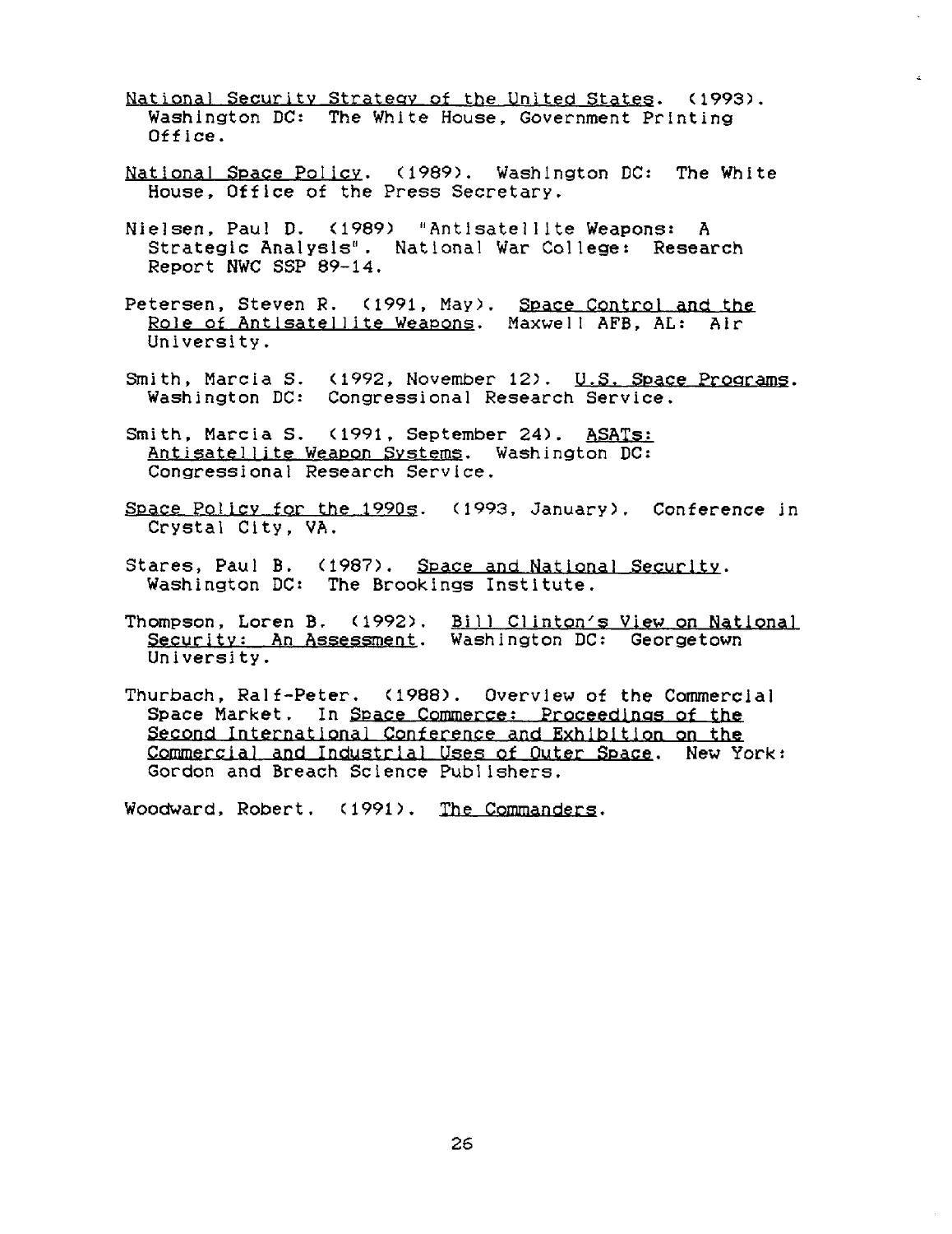*National Security Strategy of the United States*. (1993). Washington DC: The White House, Government Printing Office.

*National Space Policy*. (1989). Washington DC: The White House, Office of the Press Secretary.

Nielsen, Paul D. (1989) "Antisatellite Weapons: A Strategic Analysis". National War College: Research Report NWC SSP 89-14.

Petersen, Steven R. (1991, May). *Space Control and the Role of Antisatellite Weapons*. Maxwell AFB, AL: Air University.

Smith, Marcia S. (1992, November 12). *U.S. Space Programs*. Washington DC: Congressional Research Service.

Smith, Marcia S. (1991, September 24). *ASATs: Antisatellite Weapon Systems*. Washington DC: Congressional Research Service.

*Space Policy for the 1990s*. (1993, January). Conference in Crystal City, VA.

Stares, Paul B. (1987). *Space and National Security*. Washington DC: The Brookings Institute.

Thompson, Loren B. (1992). *Bill Clinton's View on National Security: An Assessment*. Washington DC: Georgetown University.

Thurbach, Ralf-Peter. (1988). Overview of the Commercial Space Market. In *Space Commerce: Proceedings of the Second International Conference and Exhibition on the Commercial and Industrial Uses of Outer Space*. New York: Gordon and Breach Science Publishers.

Woodward, Robert. (1991). *The Commanders*.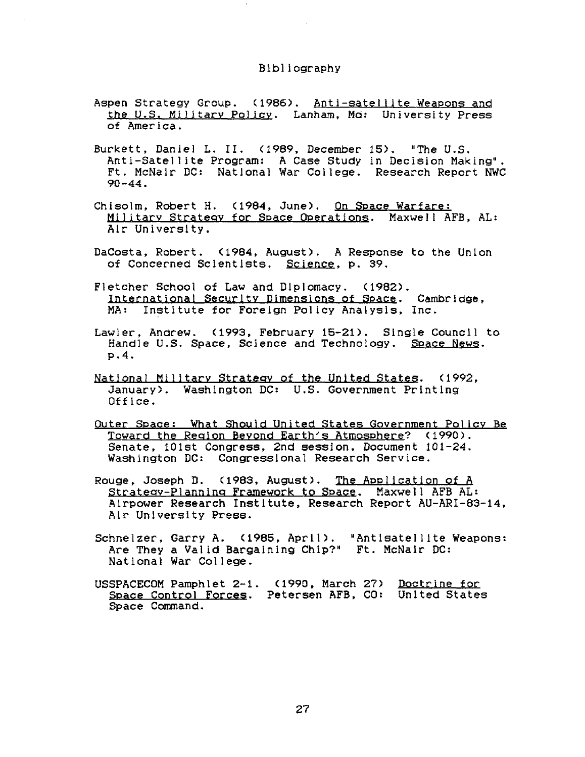# Bibliography

Aspen Strategy Group. (1986). Anti-satellite Weapons and the U.S. Military Policy. Lanham, Md: University Press of America.

Burkett, Daniel L. II. (1989, December 15). "The U.S. Anti-Satellite Program: A Case Study in Decision Making". Ft. McNair DC: National War College. Research Report NWC 90-44.

Chisolm, Robert H. (1984, June). On Space Warfare: Military Strategy for Space Operations. Maxwell AFB, AL: Air University.

DaCosta, Robert. (1984, August). A Response to the Union of Concerned Scientists. Science, p. 39.

Fletcher School of Law and Diplomacy. (1982). International Security Dimensions of Space. Cambridge, MA: Institute for Foreign Policy Analysis, Inc.

Lawler, Andrew. (1993, February 15-21). Single Council to Handle U.S. Space, Science and Technology. Space News. p.4.

National Military Strategy of the United States. (1992, January). Washington DC: U.S. Government Printing Office.

Outer Space: What Should United States Government Policy Be Toward the Region Beyond Earth's Atmosphere? (1990). Senate, 101st Congress, 2nd session, Document 101-24. Washington DC: Congressional Research Service.

Rouge, Joseph D. (1983, August). The Application of A Strategy-Planning Framework to Space. Maxwell AFB AL: Airpower Research Institute, Research Report AU-ARI-83-14, Air University Press.

Schnelzer, Garry A. (1985, April). "Antisatellite Weapons: Are They a Valid Bargaining Chip?" Ft. McNair DC: National War College.

USSPACECOM Pamphlet 2-1. (1990, March 27) Doctrine for Space Control Forces. Petersen AFB, CO: United States Space Command.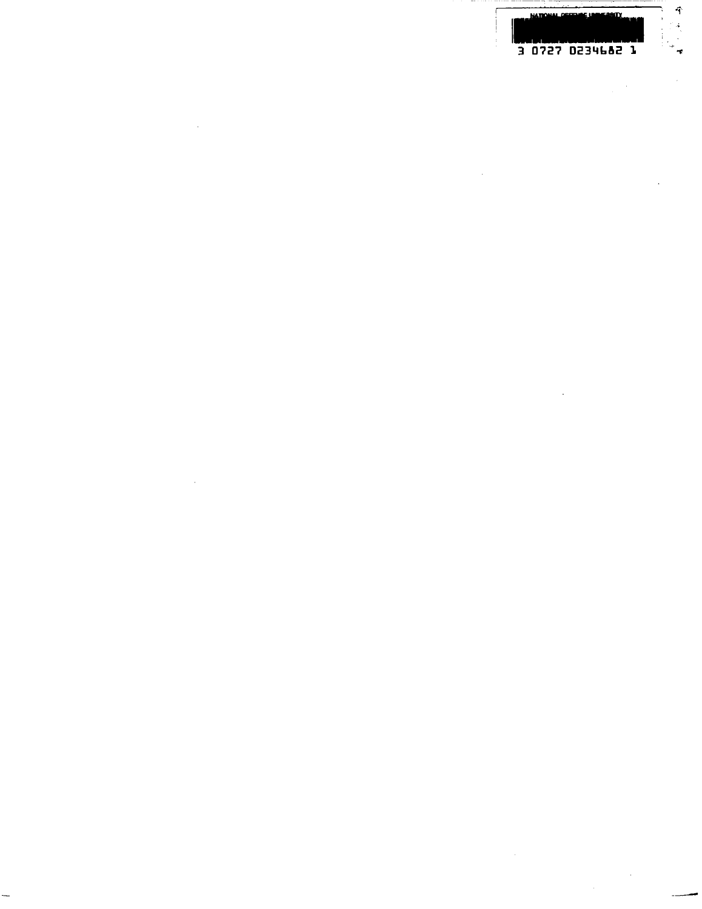NATIONAL DEFENSE UNIVERSITY

3 0727 0234682 1